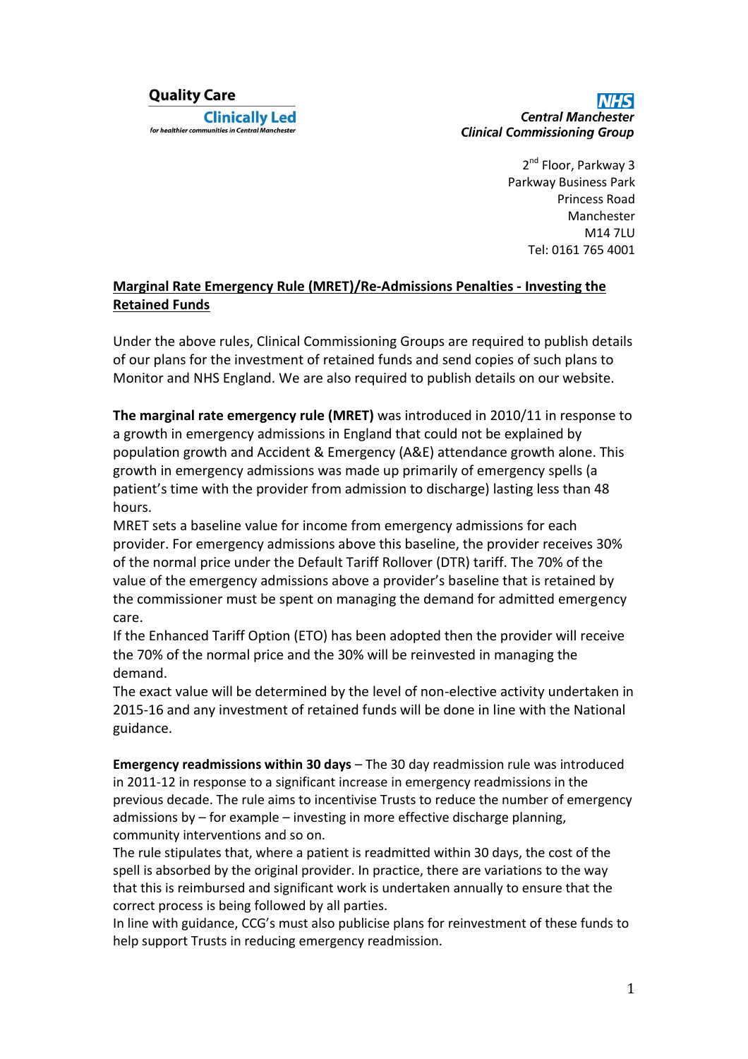**Quality Care**
**Clinically Led**
*for healthier communities in Central Manchester*

**NHS**
***Central Manchester***
***Clinical Commissioning Group***

2nd Floor, Parkway 3
Parkway Business Park
Princess Road
Manchester
M14 7LU
Tel: 0161 765 4001

## Marginal Rate Emergency Rule (MRET)/Re-Admissions Penalties - Investing the Retained Funds

Under the above rules, Clinical Commissioning Groups are required to publish details of our plans for the investment of retained funds and send copies of such plans to Monitor and NHS England. We are also required to publish details on our website.

**The marginal rate emergency rule (MRET)** was introduced in 2010/11 in response to a growth in emergency admissions in England that could not be explained by population growth and Accident & Emergency (A&E) attendance growth alone. This growth in emergency admissions was made up primarily of emergency spells (a patient's time with the provider from admission to discharge) lasting less than 48 hours.

MRET sets a baseline value for income from emergency admissions for each provider. For emergency admissions above this baseline, the provider receives 30% of the normal price under the Default Tariff Rollover (DTR) tariff. The 70% of the value of the emergency admissions above a provider's baseline that is retained by the commissioner must be spent on managing the demand for admitted emergency care.

If the Enhanced Tariff Option (ETO) has been adopted then the provider will receive the 70% of the normal price and the 30% will be reinvested in managing the demand.

The exact value will be determined by the level of non-elective activity undertaken in 2015-16 and any investment of retained funds will be done in line with the National guidance.

**Emergency readmissions within 30 days** – The 30 day readmission rule was introduced in 2011-12 in response to a significant increase in emergency readmissions in the previous decade. The rule aims to incentivise Trusts to reduce the number of emergency admissions by – for example – investing in more effective discharge planning, community interventions and so on.

The rule stipulates that, where a patient is readmitted within 30 days, the cost of the spell is absorbed by the original provider. In practice, there are variations to the way that this is reimbursed and significant work is undertaken annually to ensure that the correct process is being followed by all parties.

In line with guidance, CCG's must also publicise plans for reinvestment of these funds to help support Trusts in reducing emergency readmission.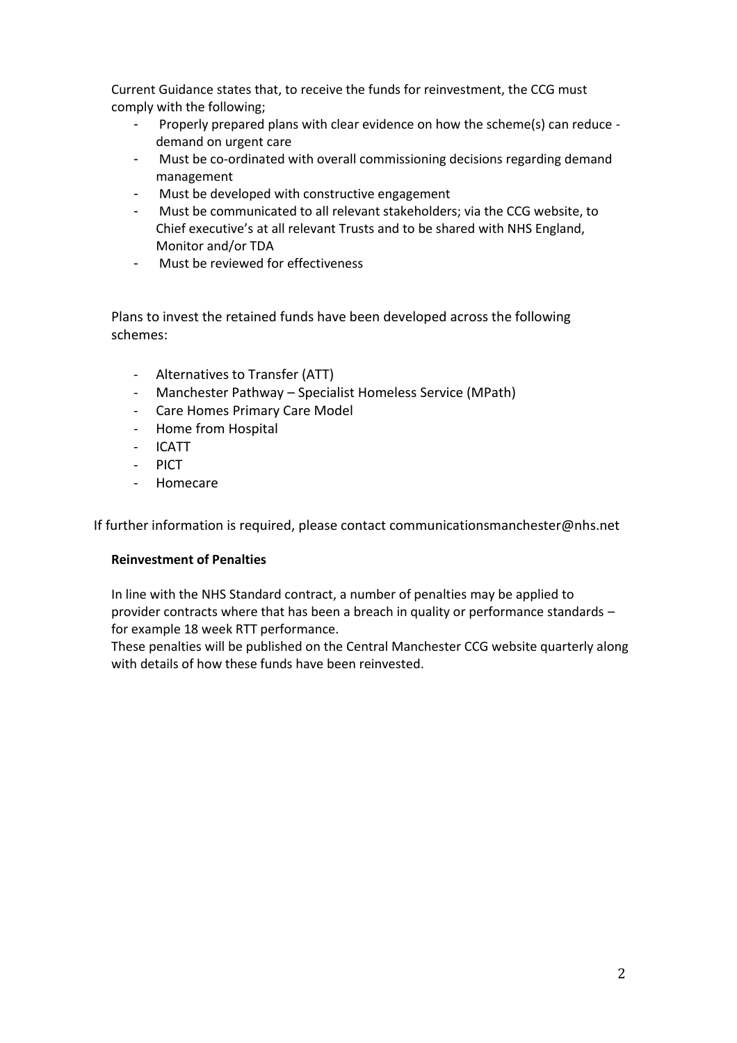Current Guidance states that, to receive the funds for reinvestment, the CCG must comply with the following;

- Properly prepared plans with clear evidence on how the scheme(s) can reduce - demand on urgent care
- Must be co-ordinated with overall commissioning decisions regarding demand management
- Must be developed with constructive engagement
- Must be communicated to all relevant stakeholders; via the CCG website, to Chief executive's at all relevant Trusts and to be shared with NHS England, Monitor and/or TDA
- Must be reviewed for effectiveness

Plans to invest the retained funds have been developed across the following schemes:

- Alternatives to Transfer (ATT)
- Manchester Pathway – Specialist Homeless Service (MPath)
- Care Homes Primary Care Model
- Home from Hospital
- ICATT
- PICT
- Homecare

If further information is required, please contact communicationsmanchester@nhs.net

**Reinvestment of Penalties**

In line with the NHS Standard contract, a number of penalties may be applied to provider contracts where that has been a breach in quality or performance standards – for example 18 week RTT performance.

These penalties will be published on the Central Manchester CCG website quarterly along with details of how these funds have been reinvested.